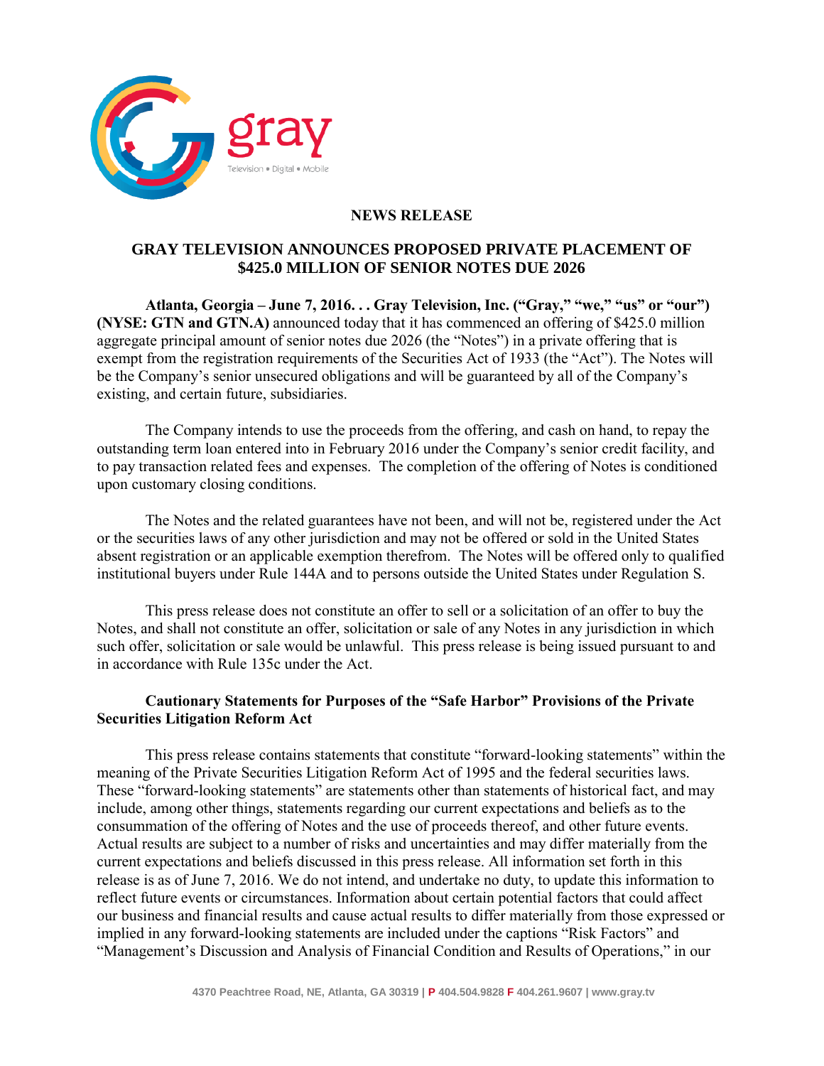# NEWS RELEASE

## GRAY TELEVISION ANNOUNCES PROPOSED PRIVATE PLACEMENT OF $425.0 MILLION OF SENIOR NOTES DUE 2026

**Atlanta, Georgia – June 7, 2016. . . Gray Television, Inc. ("Gray," "we," "us" or "our") (NYSE: GTN and GTN.A)** announced today that it has commenced an offering of $425.0 million aggregate principal amount of senior notes due 2026 (the "Notes") in a private offering that is exempt from the registration requirements of the Securities Act of 1933 (the "Act"). The Notes will be the Company's senior unsecured obligations and will be guaranteed by all of the Company's existing, and certain future, subsidiaries.

The Company intends to use the proceeds from the offering, and cash on hand, to repay the outstanding term loan entered into in February 2016 under the Company's senior credit facility, and to pay transaction related fees and expenses. The completion of the offering of Notes is conditioned upon customary closing conditions.

The Notes and the related guarantees have not been, and will not be, registered under the Act or the securities laws of any other jurisdiction and may not be offered or sold in the United States absent registration or an applicable exemption therefrom. The Notes will be offered only to qualified institutional buyers under Rule 144A and to persons outside the United States under Regulation S.

This press release does not constitute an offer to sell or a solicitation of an offer to buy the Notes, and shall not constitute an offer, solicitation or sale of any Notes in any jurisdiction in which such offer, solicitation or sale would be unlawful. This press release is being issued pursuant to and in accordance with Rule 135c under the Act.

**Cautionary Statements for Purposes of the "Safe Harbor" Provisions of the Private Securities Litigation Reform Act**

This press release contains statements that constitute "forward-looking statements" within the meaning of the Private Securities Litigation Reform Act of 1995 and the federal securities laws. These "forward-looking statements" are statements other than statements of historical fact, and may include, among other things, statements regarding our current expectations and beliefs as to the consummation of the offering of Notes and the use of proceeds thereof, and other future events. Actual results are subject to a number of risks and uncertainties and may differ materially from the current expectations and beliefs discussed in this press release. All information set forth in this release is as of June 7, 2016. We do not intend, and undertake no duty, to update this information to reflect future events or circumstances. Information about certain potential factors that could affect our business and financial results and cause actual results to differ materially from those expressed or implied in any forward-looking statements are included under the captions "Risk Factors" and "Management's Discussion and Analysis of Financial Condition and Results of Operations," in our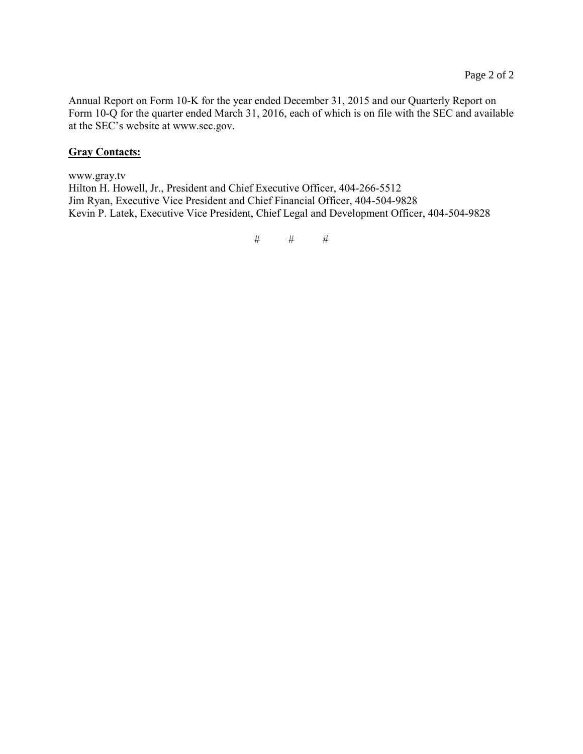Annual Report on Form 10-K for the year ended December 31, 2015 and our Quarterly Report on Form 10-Q for the quarter ended March 31, 2016, each of which is on file with the SEC and available at the SEC's website at www.sec.gov.

**Gray Contacts:**

www.gray.tv
Hilton H. Howell, Jr., President and Chief Executive Officer, 404-266-5512
Jim Ryan, Executive Vice President and Chief Financial Officer, 404-504-9828
Kevin P. Latek, Executive Vice President, Chief Legal and Development Officer, 404-504-9828

\# # #